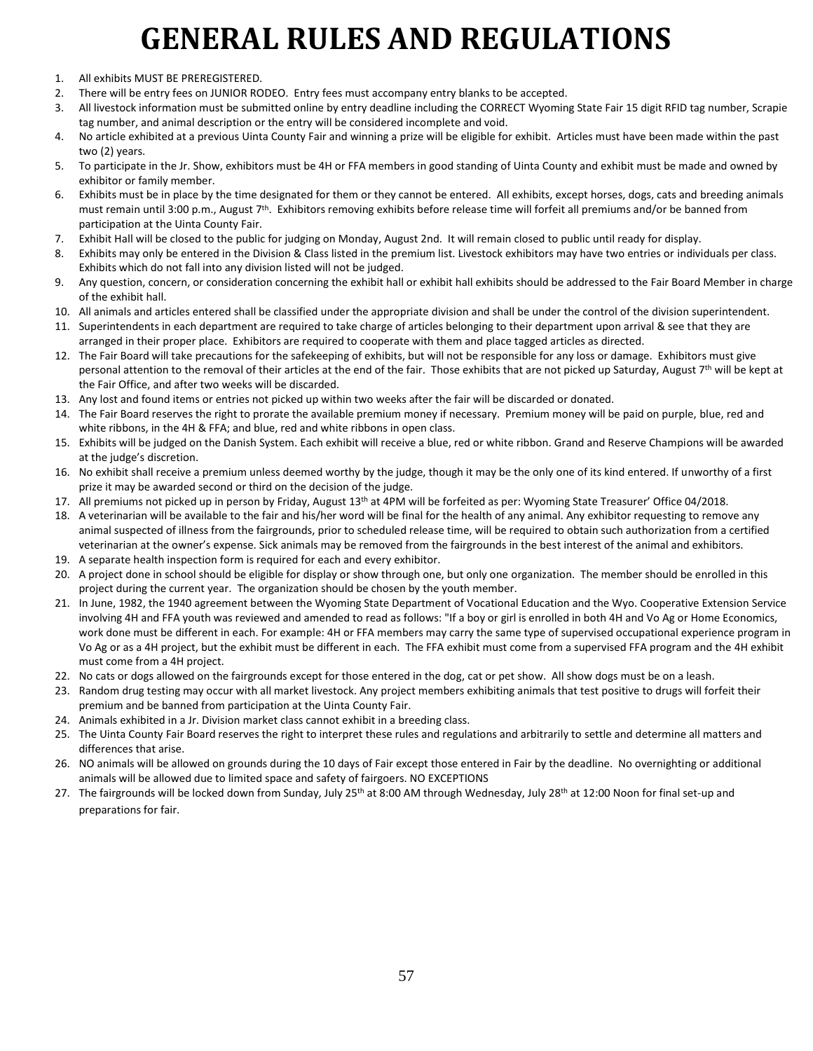# GENERAL RULES AND REGULATIONS

1. All exhibits MUST BE PREREGISTERED.
2. There will be entry fees on JUNIOR RODEO. Entry fees must accompany entry blanks to be accepted.
3. All livestock information must be submitted online by entry deadline including the CORRECT Wyoming State Fair 15 digit RFID tag number, Scrapie tag number, and animal description or the entry will be considered incomplete and void.
4. No article exhibited at a previous Uinta County Fair and winning a prize will be eligible for exhibit. Articles must have been made within the past two (2) years.
5. To participate in the Jr. Show, exhibitors must be 4H or FFA members in good standing of Uinta County and exhibit must be made and owned by exhibitor or family member.
6. Exhibits must be in place by the time designated for them or they cannot be entered. All exhibits, except horses, dogs, cats and breeding animals must remain until 3:00 p.m., August 7th. Exhibitors removing exhibits before release time will forfeit all premiums and/or be banned from participation at the Uinta County Fair.
7. Exhibit Hall will be closed to the public for judging on Monday, August 2nd. It will remain closed to public until ready for display.
8. Exhibits may only be entered in the Division & Class listed in the premium list. Livestock exhibitors may have two entries or individuals per class. Exhibits which do not fall into any division listed will not be judged.
9. Any question, concern, or consideration concerning the exhibit hall or exhibit hall exhibits should be addressed to the Fair Board Member in charge of the exhibit hall.
10. All animals and articles entered shall be classified under the appropriate division and shall be under the control of the division superintendent.
11. Superintendents in each department are required to take charge of articles belonging to their department upon arrival & see that they are arranged in their proper place. Exhibitors are required to cooperate with them and place tagged articles as directed.
12. The Fair Board will take precautions for the safekeeping of exhibits, but will not be responsible for any loss or damage. Exhibitors must give personal attention to the removal of their articles at the end of the fair. Those exhibits that are not picked up Saturday, August 7th will be kept at the Fair Office, and after two weeks will be discarded.
13. Any lost and found items or entries not picked up within two weeks after the fair will be discarded or donated.
14. The Fair Board reserves the right to prorate the available premium money if necessary. Premium money will be paid on purple, blue, red and white ribbons, in the 4H & FFA; and blue, red and white ribbons in open class.
15. Exhibits will be judged on the Danish System. Each exhibit will receive a blue, red or white ribbon. Grand and Reserve Champions will be awarded at the judge's discretion.
16. No exhibit shall receive a premium unless deemed worthy by the judge, though it may be the only one of its kind entered. If unworthy of a first prize it may be awarded second or third on the decision of the judge.
17. All premiums not picked up in person by Friday, August 13th at 4PM will be forfeited as per: Wyoming State Treasurer' Office 04/2018.
18. A veterinarian will be available to the fair and his/her word will be final for the health of any animal. Any exhibitor requesting to remove any animal suspected of illness from the fairgrounds, prior to scheduled release time, will be required to obtain such authorization from a certified veterinarian at the owner's expense. Sick animals may be removed from the fairgrounds in the best interest of the animal and exhibitors.
19. A separate health inspection form is required for each and every exhibitor.
20. A project done in school should be eligible for display or show through one, but only one organization. The member should be enrolled in this project during the current year. The organization should be chosen by the youth member.
21. In June, 1982, the 1940 agreement between the Wyoming State Department of Vocational Education and the Wyo. Cooperative Extension Service involving 4H and FFA youth was reviewed and amended to read as follows: "If a boy or girl is enrolled in both 4H and Vo Ag or Home Economics, work done must be different in each. For example: 4H or FFA members may carry the same type of supervised occupational experience program in Vo Ag or as a 4H project, but the exhibit must be different in each. The FFA exhibit must come from a supervised FFA program and the 4H exhibit must come from a 4H project.
22. No cats or dogs allowed on the fairgrounds except for those entered in the dog, cat or pet show. All show dogs must be on a leash.
23. Random drug testing may occur with all market livestock. Any project members exhibiting animals that test positive to drugs will forfeit their premium and be banned from participation at the Uinta County Fair.
24. Animals exhibited in a Jr. Division market class cannot exhibit in a breeding class.
25. The Uinta County Fair Board reserves the right to interpret these rules and regulations and arbitrarily to settle and determine all matters and differences that arise.
26. NO animals will be allowed on grounds during the 10 days of Fair except those entered in Fair by the deadline. No overnighting or additional animals will be allowed due to limited space and safety of fairgoers. NO EXCEPTIONS
27. The fairgrounds will be locked down from Sunday, July 25th at 8:00 AM through Wednesday, July 28th at 12:00 Noon for final set-up and preparations for fair.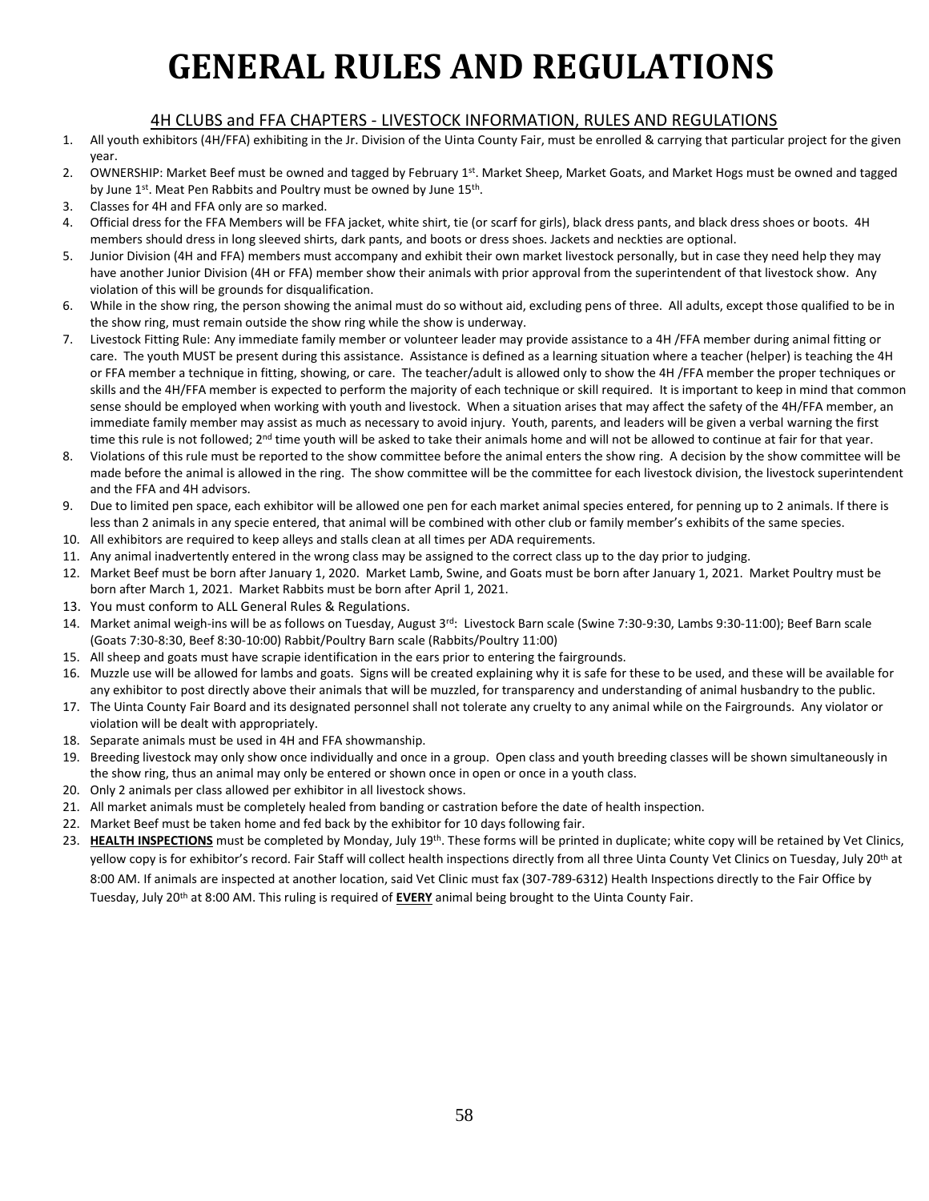# GENERAL RULES AND REGULATIONS

## 4H CLUBS and FFA CHAPTERS - LIVESTOCK INFORMATION, RULES AND REGULATIONS

1. All youth exhibitors (4H/FFA) exhibiting in the Jr. Division of the Uinta County Fair, must be enrolled & carrying that particular project for the given year.
2. OWNERSHIP: Market Beef must be owned and tagged by February 1st. Market Sheep, Market Goats, and Market Hogs must be owned and tagged by June 1st. Meat Pen Rabbits and Poultry must be owned by June 15th.
3. Classes for 4H and FFA only are so marked.
4. Official dress for the FFA Members will be FFA jacket, white shirt, tie (or scarf for girls), black dress pants, and black dress shoes or boots. 4H members should dress in long sleeved shirts, dark pants, and boots or dress shoes. Jackets and neckties are optional.
5. Junior Division (4H and FFA) members must accompany and exhibit their own market livestock personally, but in case they need help they may have another Junior Division (4H or FFA) member show their animals with prior approval from the superintendent of that livestock show. Any violation of this will be grounds for disqualification.
6. While in the show ring, the person showing the animal must do so without aid, excluding pens of three. All adults, except those qualified to be in the show ring, must remain outside the show ring while the show is underway.
7. Livestock Fitting Rule: Any immediate family member or volunteer leader may provide assistance to a 4H /FFA member during animal fitting or care. The youth MUST be present during this assistance. Assistance is defined as a learning situation where a teacher (helper) is teaching the 4H or FFA member a technique in fitting, showing, or care. The teacher/adult is allowed only to show the 4H /FFA member the proper techniques or skills and the 4H/FFA member is expected to perform the majority of each technique or skill required. It is important to keep in mind that common sense should be employed when working with youth and livestock. When a situation arises that may affect the safety of the 4H/FFA member, an immediate family member may assist as much as necessary to avoid injury. Youth, parents, and leaders will be given a verbal warning the first time this rule is not followed; 2nd time youth will be asked to take their animals home and will not be allowed to continue at fair for that year.
8. Violations of this rule must be reported to the show committee before the animal enters the show ring. A decision by the show committee will be made before the animal is allowed in the ring. The show committee will be the committee for each livestock division, the livestock superintendent and the FFA and 4H advisors.
9. Due to limited pen space, each exhibitor will be allowed one pen for each market animal species entered, for penning up to 2 animals. If there is less than 2 animals in any specie entered, that animal will be combined with other club or family member's exhibits of the same species.
10. All exhibitors are required to keep alleys and stalls clean at all times per ADA requirements.
11. Any animal inadvertently entered in the wrong class may be assigned to the correct class up to the day prior to judging.
12. Market Beef must be born after January 1, 2020. Market Lamb, Swine, and Goats must be born after January 1, 2021. Market Poultry must be born after March 1, 2021. Market Rabbits must be born after April 1, 2021.
13. You must conform to ALL General Rules & Regulations.
14. Market animal weigh-ins will be as follows on Tuesday, August 3rd: Livestock Barn scale (Swine 7:30-9:30, Lambs 9:30-11:00); Beef Barn scale (Goats 7:30-8:30, Beef 8:30-10:00) Rabbit/Poultry Barn scale (Rabbits/Poultry 11:00)
15. All sheep and goats must have scrapie identification in the ears prior to entering the fairgrounds.
16. Muzzle use will be allowed for lambs and goats. Signs will be created explaining why it is safe for these to be used, and these will be available for any exhibitor to post directly above their animals that will be muzzled, for transparency and understanding of animal husbandry to the public.
17. The Uinta County Fair Board and its designated personnel shall not tolerate any cruelty to any animal while on the Fairgrounds. Any violator or violation will be dealt with appropriately.
18. Separate animals must be used in 4H and FFA showmanship.
19. Breeding livestock may only show once individually and once in a group. Open class and youth breeding classes will be shown simultaneously in the show ring, thus an animal may only be entered or shown once in open or once in a youth class.
20. Only 2 animals per class allowed per exhibitor in all livestock shows.
21. All market animals must be completely healed from banding or castration before the date of health inspection.
22. Market Beef must be taken home and fed back by the exhibitor for 10 days following fair.
23. **HEALTH INSPECTIONS** must be completed by Monday, July 19th. These forms will be printed in duplicate; white copy will be retained by Vet Clinics, yellow copy is for exhibitor's record. Fair Staff will collect health inspections directly from all three Uinta County Vet Clinics on Tuesday, July 20th at 8:00 AM. If animals are inspected at another location, said Vet Clinic must fax (307-789-6312) Health Inspections directly to the Fair Office by Tuesday, July 20th at 8:00 AM. This ruling is required of **EVERY** animal being brought to the Uinta County Fair.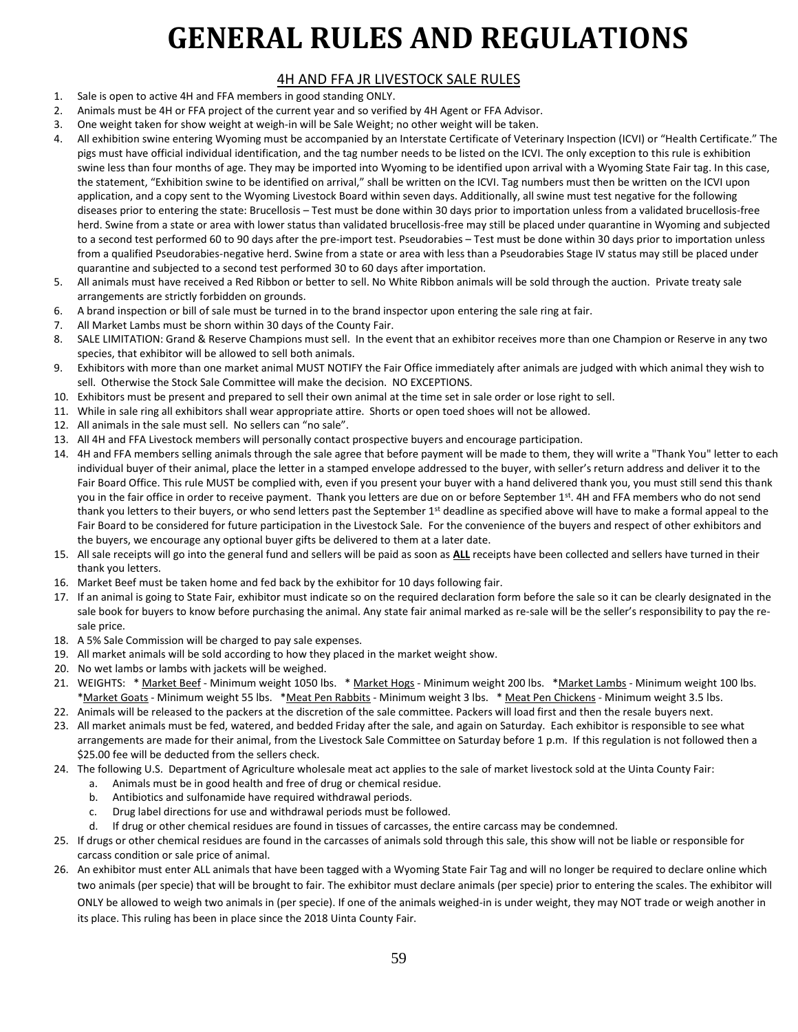# GENERAL RULES AND REGULATIONS

## 4H AND FFA JR LIVESTOCK SALE RULES

1. Sale is open to active 4H and FFA members in good standing ONLY.
2. Animals must be 4H or FFA project of the current year and so verified by 4H Agent or FFA Advisor.
3. One weight taken for show weight at weigh-in will be Sale Weight; no other weight will be taken.
4. All exhibition swine entering Wyoming must be accompanied by an Interstate Certificate of Veterinary Inspection (ICVI) or "Health Certificate." The pigs must have official individual identification, and the tag number needs to be listed on the ICVI. The only exception to this rule is exhibition swine less than four months of age. They may be imported into Wyoming to be identified upon arrival with a Wyoming State Fair tag. In this case, the statement, "Exhibition swine to be identified on arrival," shall be written on the ICVI. Tag numbers must then be written on the ICVI upon application, and a copy sent to the Wyoming Livestock Board within seven days. Additionally, all swine must test negative for the following diseases prior to entering the state: Brucellosis – Test must be done within 30 days prior to importation unless from a validated brucellosis-free herd. Swine from a state or area with lower status than validated brucellosis-free may still be placed under quarantine in Wyoming and subjected to a second test performed 60 to 90 days after the pre-import test. Pseudorabies – Test must be done within 30 days prior to importation unless from a qualified Pseudorabies-negative herd. Swine from a state or area with less than a Pseudorabies Stage IV status may still be placed under quarantine and subjected to a second test performed 30 to 60 days after importation.
5. All animals must have received a Red Ribbon or better to sell. No White Ribbon animals will be sold through the auction. Private treaty sale arrangements are strictly forbidden on grounds.
6. A brand inspection or bill of sale must be turned in to the brand inspector upon entering the sale ring at fair.
7. All Market Lambs must be shorn within 30 days of the County Fair.
8. SALE LIMITATION: Grand & Reserve Champions must sell. In the event that an exhibitor receives more than one Champion or Reserve in any two species, that exhibitor will be allowed to sell both animals.
9. Exhibitors with more than one market animal MUST NOTIFY the Fair Office immediately after animals are judged with which animal they wish to sell. Otherwise the Stock Sale Committee will make the decision. NO EXCEPTIONS.
10. Exhibitors must be present and prepared to sell their own animal at the time set in sale order or lose right to sell.
11. While in sale ring all exhibitors shall wear appropriate attire. Shorts or open toed shoes will not be allowed.
12. All animals in the sale must sell. No sellers can "no sale".
13. All 4H and FFA Livestock members will personally contact prospective buyers and encourage participation.
14. 4H and FFA members selling animals through the sale agree that before payment will be made to them, they will write a "Thank You" letter to each individual buyer of their animal, place the letter in a stamped envelope addressed to the buyer, with seller's return address and deliver it to the Fair Board Office. This rule MUST be complied with, even if you present your buyer with a hand delivered thank you, you must still send this thank you in the fair office in order to receive payment. Thank you letters are due on or before September 1st. 4H and FFA members who do not send thank you letters to their buyers, or who send letters past the September 1st deadline as specified above will have to make a formal appeal to the Fair Board to be considered for future participation in the Livestock Sale. For the convenience of the buyers and respect of other exhibitors and the buyers, we encourage any optional buyer gifts be delivered to them at a later date.
15. All sale receipts will go into the general fund and sellers will be paid as soon as **<u>ALL</u>** receipts have been collected and sellers have turned in their thank you letters.
16. Market Beef must be taken home and fed back by the exhibitor for 10 days following fair.
17. If an animal is going to State Fair, exhibitor must indicate so on the required declaration form before the sale so it can be clearly designated in the sale book for buyers to know before purchasing the animal. Any state fair animal marked as re-sale will be the seller's responsibility to pay the re-sale price.
18. A 5% Sale Commission will be charged to pay sale expenses.
19. All market animals will be sold according to how they placed in the market weight show.
20. No wet lambs or lambs with jackets will be weighed.
21. WEIGHTS: * <u>Market Beef</u> - Minimum weight 1050 lbs. * <u>Market Hogs</u> - Minimum weight 200 lbs. *<u>Market Lambs</u> - Minimum weight 100 lbs. *<u>Market Goats</u> - Minimum weight 55 lbs. *<u>Meat Pen Rabbits</u> - Minimum weight 3 lbs. * <u>Meat Pen Chickens</u> - Minimum weight 3.5 lbs.
22. Animals will be released to the packers at the discretion of the sale committee. Packers will load first and then the resale buyers next.
23. All market animals must be fed, watered, and bedded Friday after the sale, and again on Saturday. Each exhibitor is responsible to see what arrangements are made for their animal, from the Livestock Sale Committee on Saturday before 1 p.m. If this regulation is not followed then a $25.00 fee will be deducted from the sellers check.
24. The following U.S. Department of Agriculture wholesale meat act applies to the sale of market livestock sold at the Uinta County Fair:
    a. Animals must be in good health and free of drug or chemical residue.
    b. Antibiotics and sulfonamide have required withdrawal periods.
    c. Drug label directions for use and withdrawal periods must be followed.
    d. If drug or other chemical residues are found in tissues of carcasses, the entire carcass may be condemned.
25. If drugs or other chemical residues are found in the carcasses of animals sold through this sale, this show will not be liable or responsible for carcass condition or sale price of animal.
26. An exhibitor must enter ALL animals that have been tagged with a Wyoming State Fair Tag and will no longer be required to declare online which two animals (per specie) that will be brought to fair. The exhibitor must declare animals (per specie) prior to entering the scales. The exhibitor will ONLY be allowed to weigh two animals in (per specie). If one of the animals weighed-in is under weight, they may NOT trade or weigh another in its place. This ruling has been in place since the 2018 Uinta County Fair.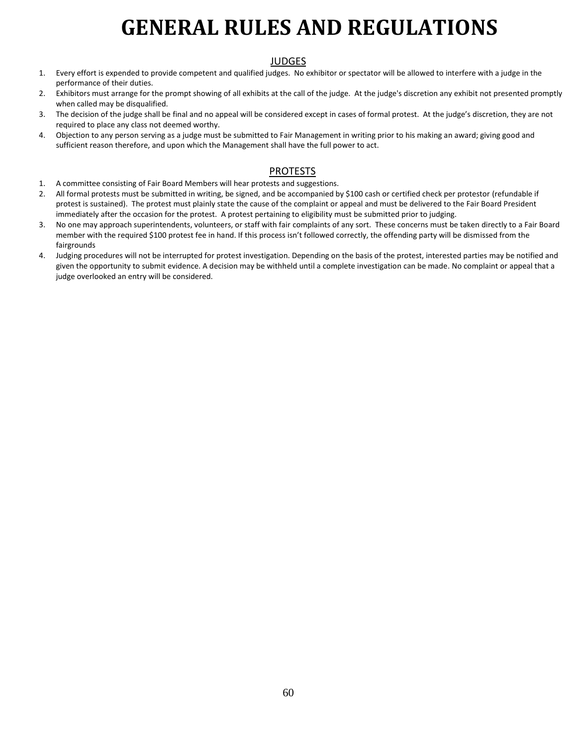# GENERAL RULES AND REGULATIONS

## JUDGES

1. Every effort is expended to provide competent and qualified judges. No exhibitor or spectator will be allowed to interfere with a judge in the performance of their duties.
2. Exhibitors must arrange for the prompt showing of all exhibits at the call of the judge. At the judge's discretion any exhibit not presented promptly when called may be disqualified.
3. The decision of the judge shall be final and no appeal will be considered except in cases of formal protest. At the judge's discretion, they are not required to place any class not deemed worthy.
4. Objection to any person serving as a judge must be submitted to Fair Management in writing prior to his making an award; giving good and sufficient reason therefore, and upon which the Management shall have the full power to act.

## PROTESTS

1. A committee consisting of Fair Board Members will hear protests and suggestions.
2. All formal protests must be submitted in writing, be signed, and be accompanied by $100 cash or certified check per protestor (refundable if protest is sustained). The protest must plainly state the cause of the complaint or appeal and must be delivered to the Fair Board President immediately after the occasion for the protest. A protest pertaining to eligibility must be submitted prior to judging.
3. No one may approach superintendents, volunteers, or staff with fair complaints of any sort. These concerns must be taken directly to a Fair Board member with the required $100 protest fee in hand. If this process isn't followed correctly, the offending party will be dismissed from the fairgrounds
4. Judging procedures will not be interrupted for protest investigation. Depending on the basis of the protest, interested parties may be notified and given the opportunity to submit evidence. A decision may be withheld until a complete investigation can be made. No complaint or appeal that a judge overlooked an entry will be considered.